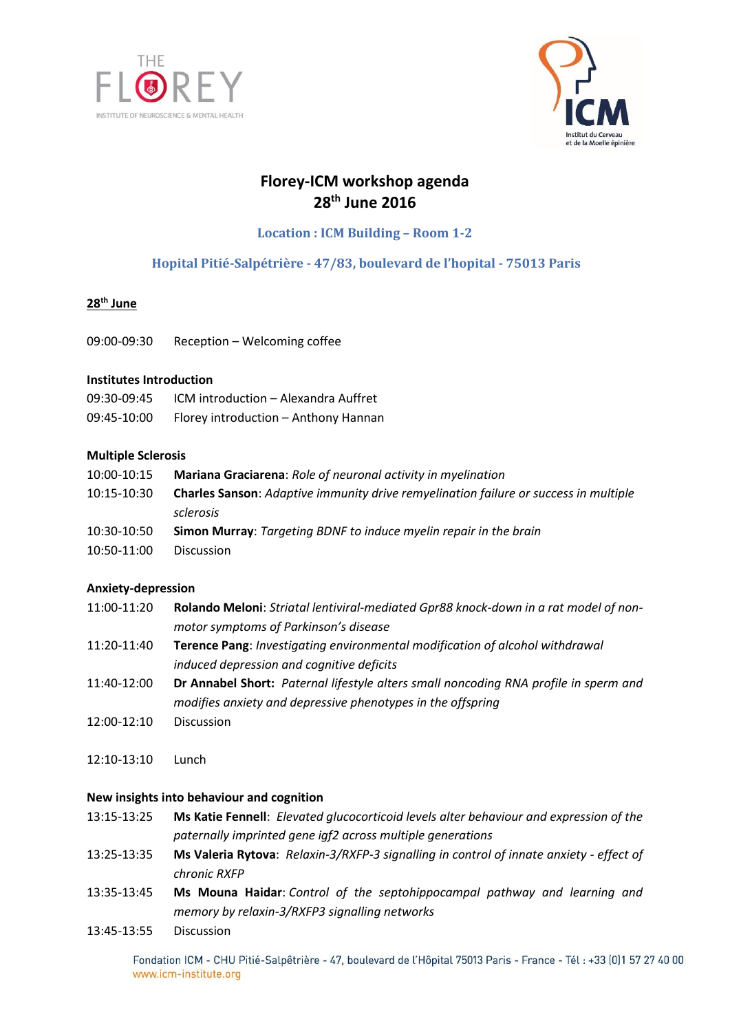# Florey-ICM workshop agenda
## 28th June 2016

**Location : ICM Building – Room 1-2**

**Hopital Pitié-Salpétrière - 47/83, boulevard de l'hopital - 75013 Paris**

**28th June**

09:00-09:30 Reception – Welcoming coffee

**Institutes Introduction**

09:30-09:45 ICM introduction – Alexandra Auffret

09:45-10:00 Florey introduction – Anthony Hannan

**Multiple Sclerosis**

10:00-10:15 **Mariana Graciarena**: *Role of neuronal activity in myelination*

10:15-10:30 **Charles Sanson**: *Adaptive immunity drive remyelination failure or success in multiple sclerosis*

10:30-10:50 **Simon Murray**: *Targeting BDNF to induce myelin repair in the brain*

10:50-11:00 Discussion

**Anxiety-depression**

11:00-11:20 **Rolando Meloni**: *Striatal lentiviral-mediated Gpr88 knock-down in a rat model of non-motor symptoms of Parkinson's disease*

11:20-11:40 **Terence Pang**: *Investigating environmental modification of alcohol withdrawal induced depression and cognitive deficits*

11:40-12:00 **Dr Annabel Short:** *Paternal lifestyle alters small noncoding RNA profile in sperm and modifies anxiety and depressive phenotypes in the offspring*

12:00-12:10 Discussion

12:10-13:10 Lunch

**New insights into behaviour and cognition**

13:15-13:25 **Ms Katie Fennell**: *Elevated glucocorticoid levels alter behaviour and expression of the paternally imprinted gene igf2 across multiple generations*

13:25-13:35 **Ms Valeria Rytova**: *Relaxin-3/RXFP-3 signalling in control of innate anxiety - effect of chronic RXFP*

13:35-13:45 **Ms Mouna Haidar**: *Control of the septohippocampal pathway and learning and memory by relaxin-3/RXFP3 signalling networks*

13:45-13:55 Discussion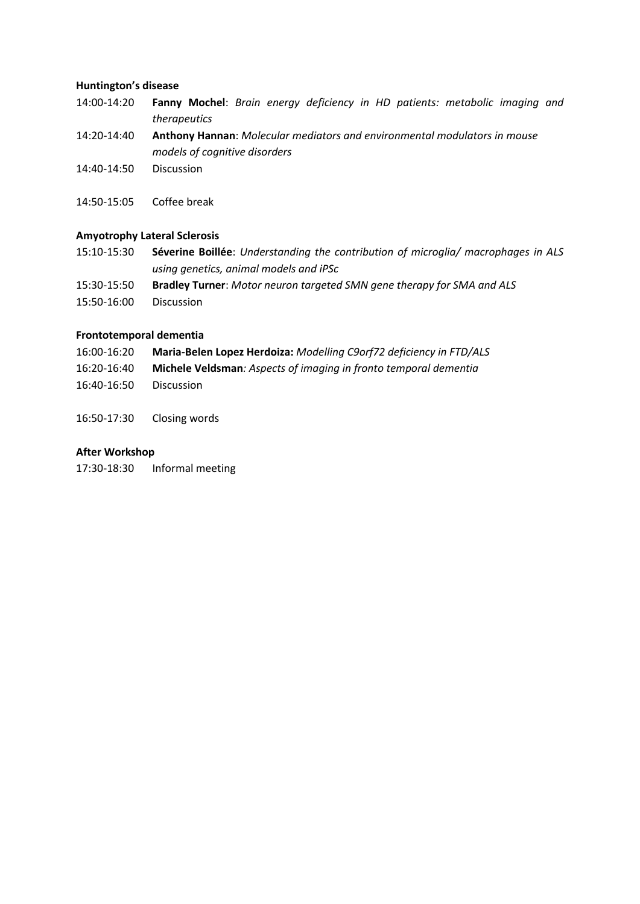**Huntington's disease**

14:00-14:20 **Fanny Mochel**: *Brain energy deficiency in HD patients: metabolic imaging and therapeutics*

14:20-14:40 **Anthony Hannan**: *Molecular mediators and environmental modulators in mouse models of cognitive disorders*

14:40-14:50 Discussion

14:50-15:05 Coffee break

**Amyotrophy Lateral Sclerosis**

15:10-15:30 **Séverine Boillée**: *Understanding the contribution of microglia/ macrophages in ALS using genetics, animal models and iPSc*

15:30-15:50 **Bradley Turner**: *Motor neuron targeted SMN gene therapy for SMA and ALS*

15:50-16:00 Discussion

**Frontotemporal dementia**

16:00-16:20 **Maria-Belen Lopez Herdoiza:** *Modelling C9orf72 deficiency in FTD/ALS*

16:20-16:40 **Michele Veldsman***: Aspects of imaging in fronto temporal dementia*

16:40-16:50 Discussion

16:50-17:30 Closing words

**After Workshop**

17:30-18:30 Informal meeting